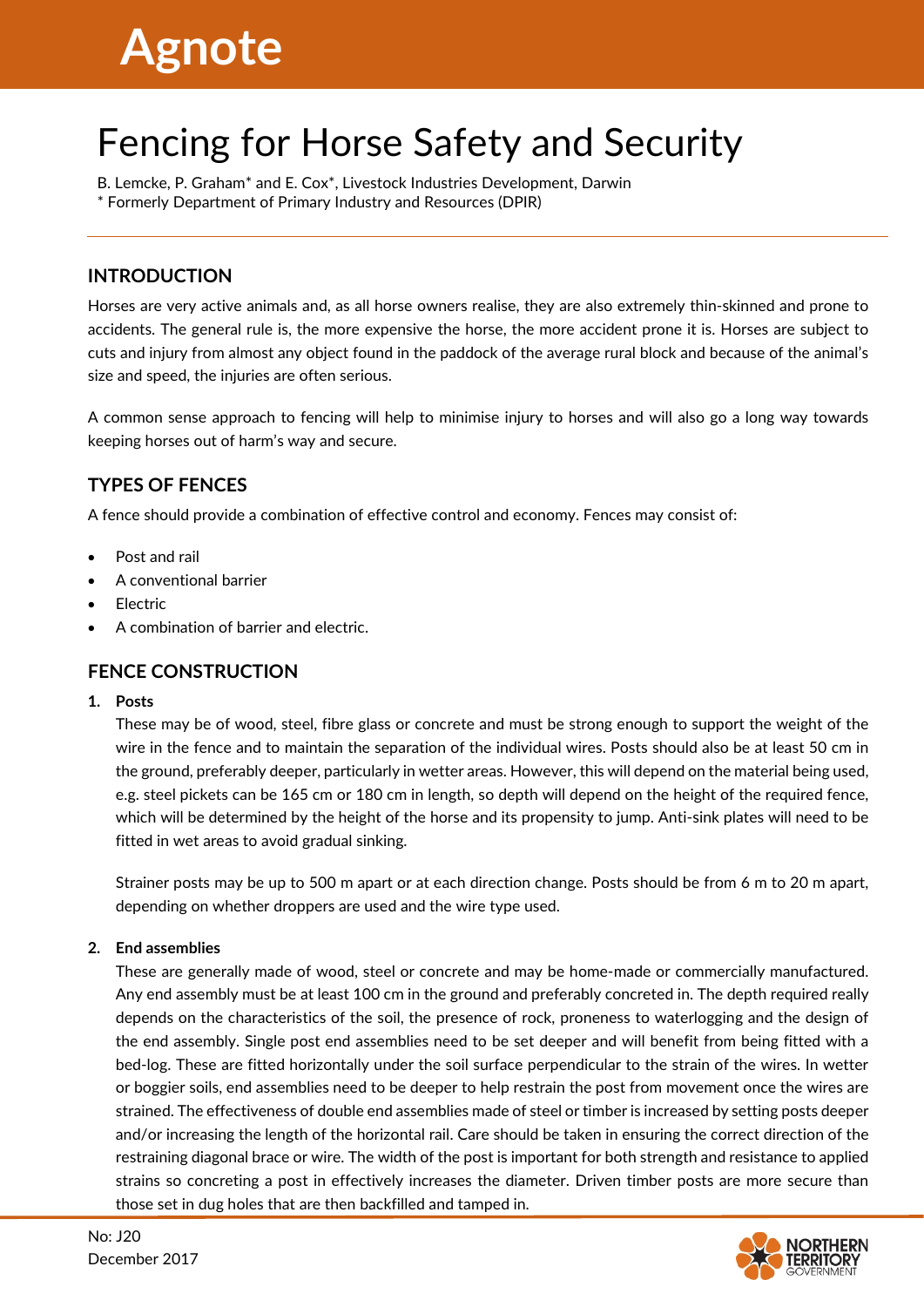# Agnote

# Fencing for Horse Safety and Security

B. Lemcke, P. Graham* and E. Cox*, Livestock Industries Development, Darwin

* Formerly Department of Primary Industry and Resources (DPIR)

## INTRODUCTION

Horses are very active animals and, as all horse owners realise, they are also extremely thin-skinned and prone to accidents. The general rule is, the more expensive the horse, the more accident prone it is. Horses are subject to cuts and injury from almost any object found in the paddock of the average rural block and because of the animal's size and speed, the injuries are often serious.

A common sense approach to fencing will help to minimise injury to horses and will also go a long way towards keeping horses out of harm's way and secure.

## TYPES OF FENCES

A fence should provide a combination of effective control and economy. Fences may consist of:

- Post and rail
- A conventional barrier
- Electric
- A combination of barrier and electric.

## FENCE CONSTRUCTION

1. **Posts**

   These may be of wood, steel, fibre glass or concrete and must be strong enough to support the weight of the wire in the fence and to maintain the separation of the individual wires. Posts should also be at least 50 cm in the ground, preferably deeper, particularly in wetter areas. However, this will depend on the material being used, e.g. steel pickets can be 165 cm or 180 cm in length, so depth will depend on the height of the required fence, which will be determined by the height of the horse and its propensity to jump. Anti-sink plates will need to be fitted in wet areas to avoid gradual sinking.

   Strainer posts may be up to 500 m apart or at each direction change. Posts should be from 6 m to 20 m apart, depending on whether droppers are used and the wire type used.

2. **End assemblies**

   These are generally made of wood, steel or concrete and may be home-made or commercially manufactured. Any end assembly must be at least 100 cm in the ground and preferably concreted in. The depth required really depends on the characteristics of the soil, the presence of rock, proneness to waterlogging and the design of the end assembly. Single post end assemblies need to be set deeper and will benefit from being fitted with a bed-log. These are fitted horizontally under the soil surface perpendicular to the strain of the wires. In wetter or boggier soils, end assemblies need to be deeper to help restrain the post from movement once the wires are strained. The effectiveness of double end assemblies made of steel or timber is increased by setting posts deeper and/or increasing the length of the horizontal rail. Care should be taken in ensuring the correct direction of the restraining diagonal brace or wire. The width of the post is important for both strength and resistance to applied strains so concreting a post in effectively increases the diameter. Driven timber posts are more secure than those set in dug holes that are then backfilled and tamped in.

No: J20

December 2017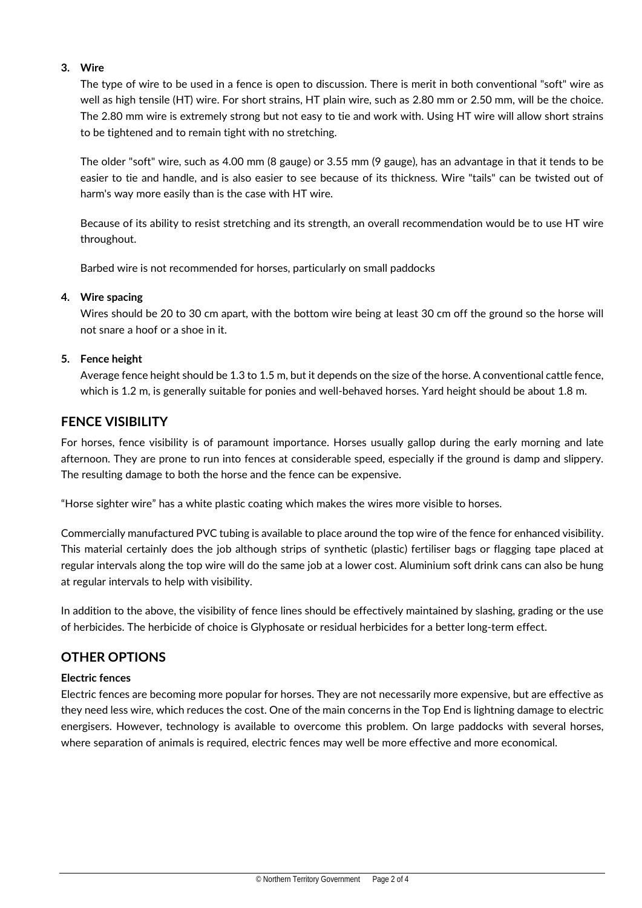3. **Wire**

   The type of wire to be used in a fence is open to discussion. There is merit in both conventional "soft" wire as well as high tensile (HT) wire. For short strains, HT plain wire, such as 2.80 mm or 2.50 mm, will be the choice. The 2.80 mm wire is extremely strong but not easy to tie and work with. Using HT wire will allow short strains to be tightened and to remain tight with no stretching.

   The older "soft" wire, such as 4.00 mm (8 gauge) or 3.55 mm (9 gauge), has an advantage in that it tends to be easier to tie and handle, and is also easier to see because of its thickness. Wire "tails" can be twisted out of harm's way more easily than is the case with HT wire.

   Because of its ability to resist stretching and its strength, an overall recommendation would be to use HT wire throughout.

   Barbed wire is not recommended for horses, particularly on small paddocks

4. **Wire spacing**

   Wires should be 20 to 30 cm apart, with the bottom wire being at least 30 cm off the ground so the horse will not snare a hoof or a shoe in it.

5. **Fence height**

   Average fence height should be 1.3 to 1.5 m, but it depends on the size of the horse. A conventional cattle fence, which is 1.2 m, is generally suitable for ponies and well-behaved horses. Yard height should be about 1.8 m.

## FENCE VISIBILITY

For horses, fence visibility is of paramount importance. Horses usually gallop during the early morning and late afternoon. They are prone to run into fences at considerable speed, especially if the ground is damp and slippery. The resulting damage to both the horse and the fence can be expensive.

“Horse sighter wire” has a white plastic coating which makes the wires more visible to horses.

Commercially manufactured PVC tubing is available to place around the top wire of the fence for enhanced visibility. This material certainly does the job although strips of synthetic (plastic) fertiliser bags or flagging tape placed at regular intervals along the top wire will do the same job at a lower cost. Aluminium soft drink cans can also be hung at regular intervals to help with visibility.

In addition to the above, the visibility of fence lines should be effectively maintained by slashing, grading or the use of herbicides. The herbicide of choice is Glyphosate or residual herbicides for a better long-term effect.

## OTHER OPTIONS

**Electric fences**

Electric fences are becoming more popular for horses. They are not necessarily more expensive, but are effective as they need less wire, which reduces the cost. One of the main concerns in the Top End is lightning damage to electric energisers. However, technology is available to overcome this problem. On large paddocks with several horses, where separation of animals is required, electric fences may well be more effective and more economical.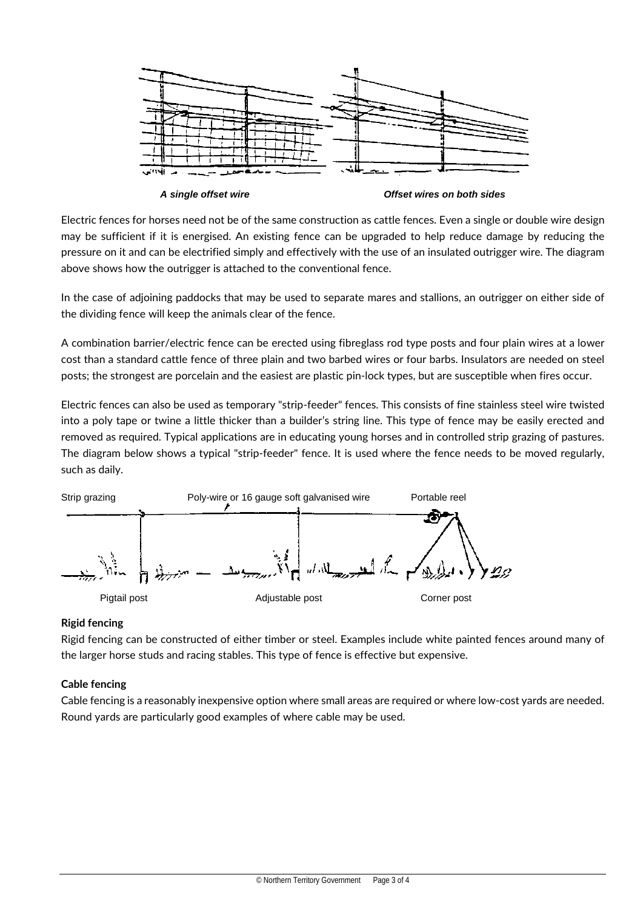*A single offset wire*

*Offset wires on both sides*

Electric fences for horses need not be of the same construction as cattle fences. Even a single or double wire design may be sufficient if it is energised. An existing fence can be upgraded to help reduce damage by reducing the pressure on it and can be electrified simply and effectively with the use of an insulated outrigger wire. The diagram above shows how the outrigger is attached to the conventional fence.

In the case of adjoining paddocks that may be used to separate mares and stallions, an outrigger on either side of the dividing fence will keep the animals clear of the fence.

A combination barrier/electric fence can be erected using fibreglass rod type posts and four plain wires at a lower cost than a standard cattle fence of three plain and two barbed wires or four barbs. Insulators are needed on steel posts; the strongest are porcelain and the easiest are plastic pin-lock types, but are susceptible when fires occur.

Electric fences can also be used as temporary "strip-feeder" fences. This consists of fine stainless steel wire twisted into a poly tape or twine a little thicker than a builder's string line. This type of fence may be easily erected and removed as required. Typical applications are in educating young horses and in controlled strip grazing of pastures. The diagram below shows a typical "strip-feeder" fence. It is used where the fence needs to be moved regularly, such as daily.

Strip grazing | Poly-wire or 16 gauge soft galvanised wire | Portable reel

Pigtail post | Adjustable post | Corner post

**Rigid fencing**

Rigid fencing can be constructed of either timber or steel. Examples include white painted fences around many of the larger horse studs and racing stables. This type of fence is effective but expensive.

**Cable fencing**

Cable fencing is a reasonably inexpensive option where small areas are required or where low-cost yards are needed. Round yards are particularly good examples of where cable may be used.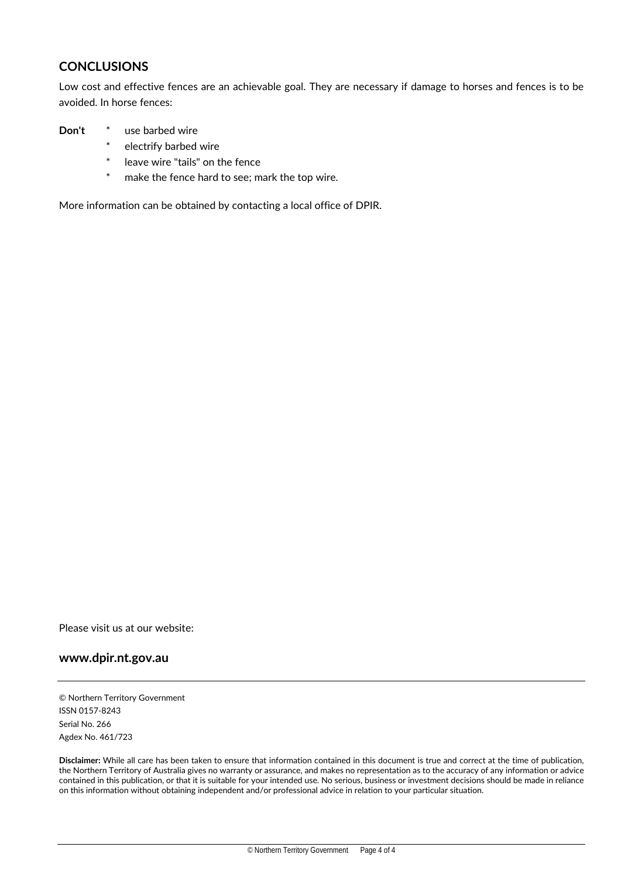## CONCLUSIONS

Low cost and effective fences are an achievable goal. They are necessary if damage to horses and fences is to be avoided. In horse fences:

**Don't**

* use barbed wire
* electrify barbed wire
* leave wire "tails" on the fence
* make the fence hard to see; mark the top wire.

More information can be obtained by contacting a local office of DPIR.

Please visit us at our website:

**www.dpir.nt.gov.au**

© Northern Territory Government
ISSN 0157-8243
Serial No. 266
Agdex No. 461/723

**Disclaimer:** While all care has been taken to ensure that information contained in this document is true and correct at the time of publication, the Northern Territory of Australia gives no warranty or assurance, and makes no representation as to the accuracy of any information or advice contained in this publication, or that it is suitable for your intended use. No serious, business or investment decisions should be made in reliance on this information without obtaining independent and/or professional advice in relation to your particular situation.